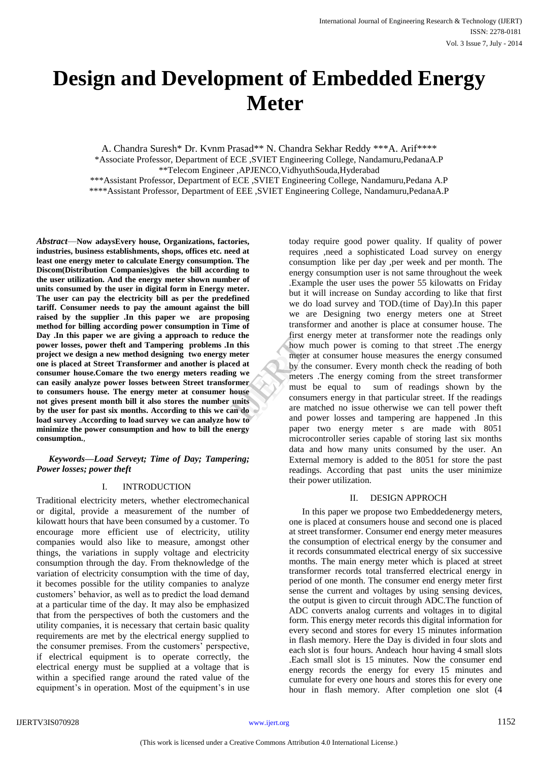# Design and Development of Embedded Energy Meter

A. Chandra Suresh* Dr. Kvnm Prasad** N. Chandra Sekhar Reddy ***A. Arif****

*Associate Professor, Department of ECE ,SVIET Engineering College, Nandamuru,PedanaA.P

**Telecom Engineer ,APJENCO,VidhyuthSouda,Hyderabad

***Assistant Professor, Department of ECE ,SVIET Engineering College, Nandamuru,Pedana A.P

****Assistant Professor, Department of EEE ,SVIET Engineering College, Nandamuru,PedanaA.P

***Abstract*—Now adaysEvery house, Organizations, factories, industries, business establishments, shops, offices etc. need at least one energy meter to calculate Energy consumption. The Discom(Distribution Companies)gives the bill according to the user utilization. And the energy meter shown number of units consumed by the user in digital form in Energy meter. The user can pay the electricity bill as per the predefined tariff. Consumer needs to pay the amount against the bill raised by the supplier .In this paper we are proposing method for billing according power consumption in Time of Day .In this paper we are giving a approach to reduce the power losses, power theft and Tampering problems .In this project we design a new method designing two energy meter one is placed at Street Transformer and another is placed at consumer house.Comare the two energy meters reading we can easily analyze power losses between Street transformer to consumers house. The energy meter at consumer house not gives present month bill it also stores the number units by the user for past six months. According to this we can do load survey .According to load survey we can analyze how to minimize the power consumption and how to bill the energy consumption.**,

***Keywords—Load Serveyt; Time of Day; Tampering; Power losses; power theft***

## I. INTRODUCTION

Traditional electricity meters, whether electromechanical or digital, provide a measurement of the number of kilowatt hours that have been consumed by a customer. To encourage more efficient use of electricity, utility companies would also like to measure, amongst other things, the variations in supply voltage and electricity consumption through the day. From theknowledge of the variation of electricity consumption with the time of day, it becomes possible for the utility companies to analyze customers' behavior, as well as to predict the load demand at a particular time of the day. It may also be emphasized that from the perspectives of both the customers and the utility companies, it is necessary that certain basic quality requirements are met by the electrical energy supplied to the consumer premises. From the customers' perspective, if electrical equipment is to operate correctly, the electrical energy must be supplied at a voltage that is within a specified range around the rated value of the equipment's in operation. Most of the equipment's in use today require good power quality. If quality of power requires ,need a sophisticated Load survey on energy consumption like per day ,per week and per month. The energy consumption user is not same throughout the week .Example the user uses the power 55 kilowatts on Friday but it will increase on Sunday according to like that first we do load survey and TOD.(time of Day).In this paper we are Designing two energy meters one at Street transformer and another is place at consumer house. The first energy meter at transformer note the readings only how much power is coming to that street .The energy meter at consumer house measures the energy consumed by the consumer. Every month check the reading of both meters .The energy coming from the street transformer must be equal to sum of readings shown by the consumers energy in that particular street. If the readings are matched no issue otherwise we can tell power theft and power losses and tampering are happened .In this paper two energy meter s are made with 8051 microcontroller series capable of storing last six months data and how many units consumed by the user. An External memory is added to the 8051 for store the past readings. According that past units the user minimize their power utilization.

## II. DESIGN APPROCH

In this paper we propose two Embeddedenergy meters, one is placed at consumers house and second one is placed at street transformer. Consumer end energy meter measures the consumption of electrical energy by the consumer and it records consummated electrical energy of six successive months. The main energy meter which is placed at street transformer records total transferred electrical energy in period of one month. The consumer end energy meter first sense the current and voltages by using sensing devices, the output is given to circuit through ADC.The function of ADC converts analog currents and voltages in to digital form. This energy meter records this digital information for every second and stores for every 15 minutes information in flash memory. Here the Day is divided in four slots and each slot is four hours. Andeach hour having 4 small slots .Each small slot is 15 minutes. Now the consumer end energy records the energy for every 15 minutes and cumulate for every one hours and stores this for every one hour in flash memory. After completion one slot (4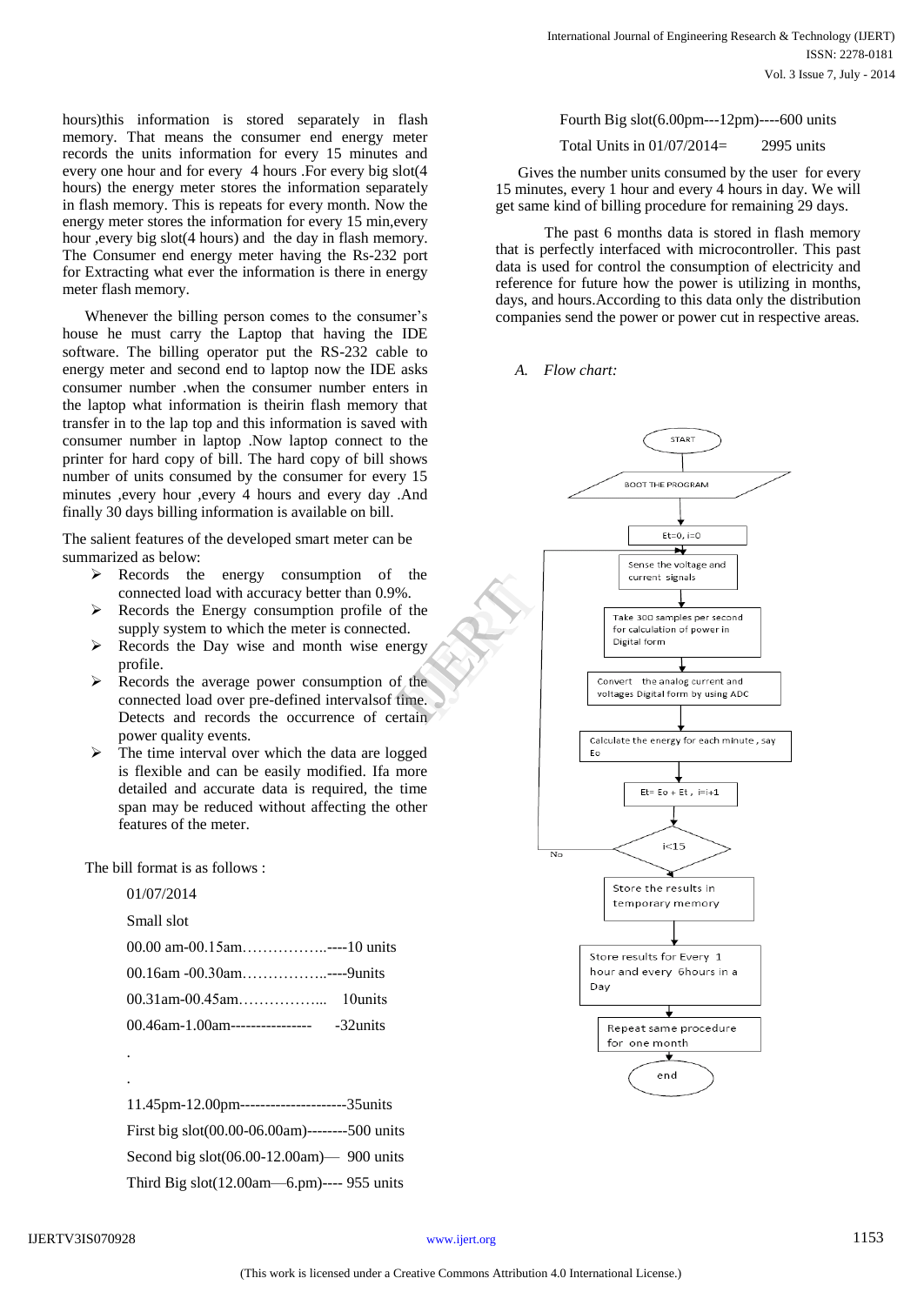hours)this information is stored separately in flash memory. That means the consumer end energy meter records the units information for every 15 minutes and every one hour and for every 4 hours .For every big slot(4 hours) the energy meter stores the information separately in flash memory. This is repeats for every month. Now the energy meter stores the information for every 15 min,every hour ,every big slot(4 hours) and the day in flash memory. The Consumer end energy meter having the Rs-232 port for Extracting what ever the information is there in energy meter flash memory.

Whenever the billing person comes to the consumer's house he must carry the Laptop that having the IDE software. The billing operator put the RS-232 cable to energy meter and second end to laptop now the IDE asks consumer number .when the consumer number enters in the laptop what information is theirin flash memory that transfer in to the lap top and this information is saved with consumer number in laptop .Now laptop connect to the printer for hard copy of bill. The hard copy of bill shows number of units consumed by the consumer for every 15 minutes ,every hour ,every 4 hours and every day .And finally 30 days billing information is available on bill.

The salient features of the developed smart meter can be summarized as below:

- Records the energy consumption of the connected load with accuracy better than 0.9%.
- Records the Energy consumption profile of the supply system to which the meter is connected.
- Records the Day wise and month wise energy profile.
- Records the average power consumption of the connected load over pre-defined intervalsof time. Detects and records the occurrence of certain power quality events.
- The time interval over which the data are logged is flexible and can be easily modified. Ifa more detailed and accurate data is required, the time span may be reduced without affecting the other features of the meter.

The bill format is as follows :

01/07/2014

Small slot

00.00 am-00.15am……………..----10 units

00.16am -00.30am……………..----9units

00.31am-00.45am……………... 10units

00.46am-1.00am---------------- -32units

.

.

11.45pm-12.00pm---------------------35units

First big slot(00.00-06.00am)--------500 units

Second big slot(06.00-12.00am)— 900 units

Third Big slot(12.00am—6.pm)---- 955 units

Fourth Big slot(6.00pm---12pm)----600 units

Total Units in 01/07/2014= 2995 units

Gives the number units consumed by the user for every 15 minutes, every 1 hour and every 4 hours in day. We will get same kind of billing procedure for remaining 29 days.

The past 6 months data is stored in flash memory that is perfectly interfaced with microcontroller. This past data is used for control the consumption of electricity and reference for future how the power is utilizing in months, days, and hours.According to this data only the distribution companies send the power or power cut in respective areas.

### *A. Flow chart:*

START

BOOT THE PROGRAM

Et=0, i=0

Sense the voltage and current signals

Take 300 samples per second for calculation of power in Digital form

Convert the analog current and voltages Digital form by using ADC

Calculate the energy for each minute , say Eo

Et= Eo + Et , i=i+1

i<15 (No → back to Sense the voltage and current signals)

Store the results in temporary memory

Store results for Every 1 hour and every 6hours in a Day

Repeat same procedure for one month

end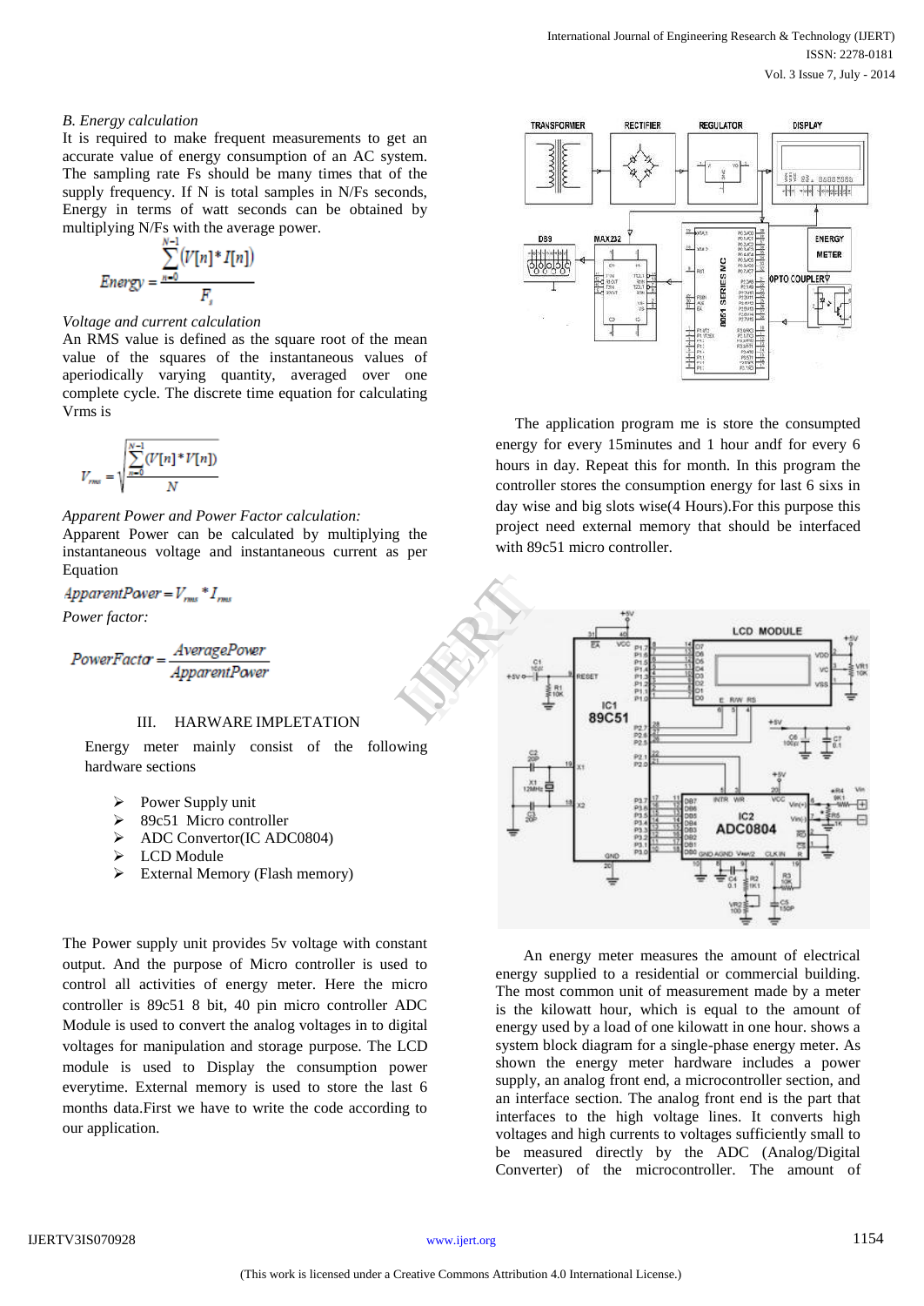*B. Energy calculation*

It is required to make frequent measurements to get an accurate value of energy consumption of an AC system. The sampling rate Fs should be many times that of the supply frequency. If N is total samples in N/Fs seconds, Energy in terms of watt seconds can be obtained by multiplying N/Fs with the average power.

$$Energy = \frac{\sum_{n=0}^{N-1}(V[n]*I[n])}{F_s}$$

*Voltage and current calculation*

An RMS value is defined as the square root of the mean value of the squares of the instantaneous values of aperiodically varying quantity, averaged over one complete cycle. The discrete time equation for calculating Vrms is

$$V_{rms} = \sqrt{\frac{\sum_{n=0}^{N-1}(V[n]*V[n])}{N}}$$

*Apparent Power and Power Factor calculation:*

Apparent Power can be calculated by multiplying the instantaneous voltage and instantaneous current as per Equation

$$ApparentPower = V_{rms} * I_{rms}$$

*Power factor:*

$$PowerFactor = \frac{AveragePower}{ApparentPower}$$

## III. HARWARE IMPLETATION

Energy meter mainly consist of the following hardware sections

- Power Supply unit
- 89c51 Micro controller
- ADC Convertor(IC ADC0804)
- LCD Module
- External Memory (Flash memory)

The Power supply unit provides 5v voltage with constant output. And the purpose of Micro controller is used to control all activities of energy meter. Here the micro controller is 89c51 8 bit, 40 pin micro controller ADC Module is used to convert the analog voltages in to digital voltages for manipulation and storage purpose. The LCD module is used to Display the consumption power everytime. External memory is used to store the last 6 months data.First we have to write the code according to our application.

The application program me is store the consumpted energy for every 15minutes and 1 hour andf for every 6 hours in day. Repeat this for month. In this program the controller stores the consumption energy for last 6 sixs in day wise and big slots wise(4 Hours).For this purpose this project need external memory that should be interfaced with 89c51 micro controller.

An energy meter measures the amount of electrical energy supplied to a residential or commercial building. The most common unit of measurement made by a meter is the kilowatt hour, which is equal to the amount of energy used by a load of one kilowatt in one hour. shows a system block diagram for a single-phase energy meter. As shown the energy meter hardware includes a power supply, an analog front end, a microcontroller section, and an interface section. The analog front end is the part that interfaces to the high voltage lines. It converts high voltages and high currents to voltages sufficiently small to be measured directly by the ADC (Analog/Digital Converter) of the microcontroller. The amount of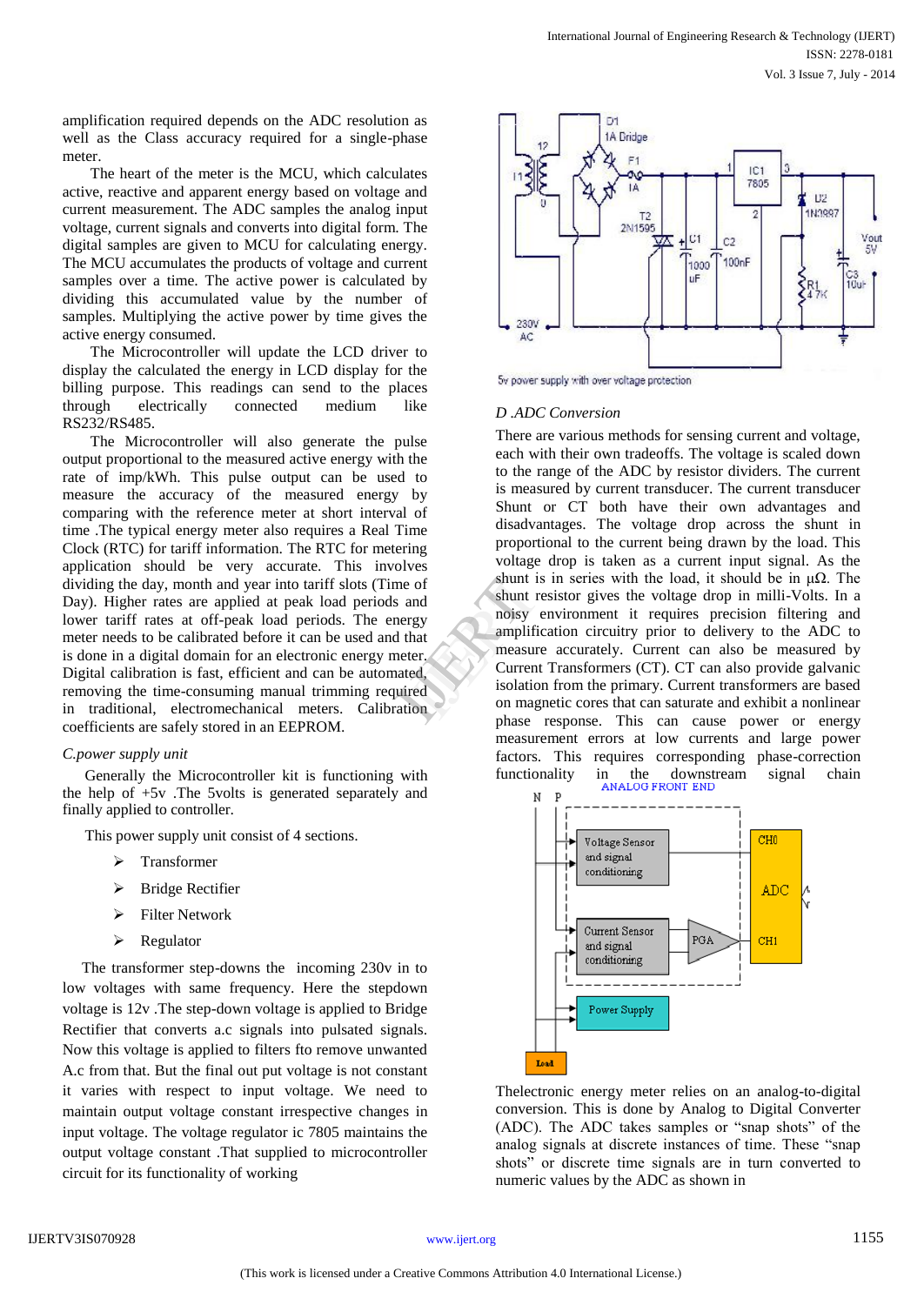amplification required depends on the ADC resolution as well as the Class accuracy required for a single-phase meter.

The heart of the meter is the MCU, which calculates active, reactive and apparent energy based on voltage and current measurement. The ADC samples the analog input voltage, current signals and converts into digital form. The digital samples are given to MCU for calculating energy. The MCU accumulates the products of voltage and current samples over a time. The active power is calculated by dividing this accumulated value by the number of samples. Multiplying the active power by time gives the active energy consumed.

The Microcontroller will update the LCD driver to display the calculated the energy in LCD display for the billing purpose. This readings can send to the places through electrically connected medium like RS232/RS485.

The Microcontroller will also generate the pulse output proportional to the measured active energy with the rate of imp/kWh. This pulse output can be used to measure the accuracy of the measured energy by comparing with the reference meter at short interval of time .The typical energy meter also requires a Real Time Clock (RTC) for tariff information. The RTC for metering application should be very accurate. This involves dividing the day, month and year into tariff slots (Time of Day). Higher rates are applied at peak load periods and lower tariff rates at off-peak load periods. The energy meter needs to be calibrated before it can be used and that is done in a digital domain for an electronic energy meter. Digital calibration is fast, efficient and can be automated, removing the time-consuming manual trimming required in traditional, electromechanical meters. Calibration coefficients are safely stored in an EEPROM.

*C.power supply unit*

Generally the Microcontroller kit is functioning with the help of +5v .The 5volts is generated separately and finally applied to controller.

This power supply unit consist of 4 sections.

- Transformer
- Bridge Rectifier
- Filter Network
- Regulator

The transformer step-downs the incoming 230v in to low voltages with same frequency. Here the stepdown voltage is 12v .The step-down voltage is applied to Bridge Rectifier that converts a.c signals into pulsated signals. Now this voltage is applied to filters fto remove unwanted A.c from that. But the final out put voltage is not constant it varies with respect to input voltage. We need to maintain output voltage constant irrespective changes in input voltage. The voltage regulator ic 7805 maintains the output voltage constant .That supplied to microcontroller circuit for its functionality of working

5v power supply with over voltage protection

*D .ADC Conversion*

There are various methods for sensing current and voltage, each with their own tradeoffs. The voltage is scaled down to the range of the ADC by resistor dividers. The current is measured by current transducer. The current transducer Shunt or CT both have their own advantages and disadvantages. The voltage drop across the shunt in proportional to the current being drawn by the load. This voltage drop is taken as a current input signal. As the shunt is in series with the load, it should be in μΩ. The shunt resistor gives the voltage drop in milli-Volts. In a noisy environment it requires precision filtering and amplification circuitry prior to delivery to the ADC to measure accurately. Current can also be measured by Current Transformers (CT). CT can also provide galvanic isolation from the primary. Current transformers are based on magnetic cores that can saturate and exhibit a nonlinear phase response. This can cause power or energy measurement errors at low currents and large power factors. This requires corresponding phase-correction functionality in the downstream signal chain

Thelectronic energy meter relies on an analog-to-digital conversion. This is done by Analog to Digital Converter (ADC). The ADC takes samples or “snap shots” of the analog signals at discrete instances of time. These “snap shots” or discrete time signals are in turn converted to numeric values by the ADC as shown in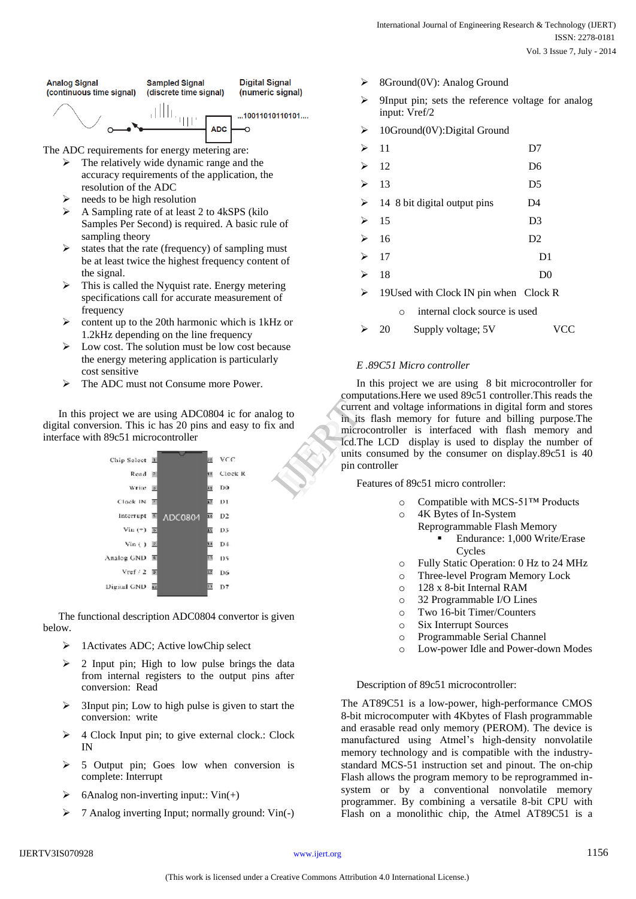Analog Signal (continuous time signal) — Sampled Signal (discrete time signal) — ADC — Digital Signal (numeric signal) ...10011010110101....

The ADC requirements for energy metering are:

- The relatively wide dynamic range and the accuracy requirements of the application, the resolution of the ADC
- needs to be high resolution
- A Sampling rate of at least 2 to 4kSPS (kilo Samples Per Second) is required. A basic rule of sampling theory
- states that the rate (frequency) of sampling must be at least twice the highest frequency content of the signal.
- This is called the Nyquist rate. Energy metering specifications call for accurate measurement of frequency
- content up to the 20th harmonic which is 1kHz or 1.2kHz depending on the line frequency
- Low cost. The solution must be low cost because the energy metering application is particularly cost sensitive
- The ADC must not Consume more Power.

In this project we are using ADC0804 ic for analog to digital conversion. This ic has 20 pins and easy to fix and interface with 89c51 microcontroller

| Pin | Name | ADC0804 | Pin | Name |
|---|---|---|---|---|
| 1 | Chip Select | | 20 | VCC |
| 2 | Read | | 19 | Clock R |
| 3 | Write | | 18 | D0 |
| 4 | Clock IN | | 17 | D1 |
| 5 | Interrupt | | 16 | D2 |
| 6 | Vin (+) | | 15 | D3 |
| 7 | Vin (-) | | 14 | D4 |
| 8 | Analog GND | | 13 | D5 |
| 9 | Vref / 2 | | 12 | D6 |
| 10 | Digital GND | | 11 | D7 |

The functional description ADC0804 convertor is given below.

- 1Activates ADC; Active lowChip select
- 2 Input pin; High to low pulse brings the data from internal registers to the output pins after conversion: Read
- 3Input pin; Low to high pulse is given to start the conversion: write
- 4 Clock Input pin; to give external clock.: Clock IN
- 5 Output pin; Goes low when conversion is complete: Interrupt
- 6Analog non-inverting input:: Vin(+)
- 7 Analog inverting Input; normally ground: Vin(-)
- 8Ground(0V): Analog Ground
- 9Input pin; sets the reference voltage for analog input: Vref/2
- 10Ground(0V):Digital Ground
- 11 D7
- 12 D6
- 13 D5
- 14 8 bit digital output pins D4
- 15 D3
- 16 D2
- 17 D1
- 18 D0
- 19Used with Clock IN pin when Clock R
    - internal clock source is used
- 20 Supply voltage; 5V VCC

*E .89C51 Micro controller*

In this project we are using 8 bit microcontroller for computations.Here we used 89c51 controller.This reads the current and voltage informations in digital form and stores in its flash memory for future and billing purpose.The microcontroller is interfaced with flash memory and lcd.The LCD display is used to display the number of units consumed by the consumer on display.89c51 is 40 pin controller

Features of 89c51 micro controller:

- Compatible with MCS-51™ Products
- 4K Bytes of In-System Reprogrammable Flash Memory
    - Endurance: 1,000 Write/Erase Cycles
- Fully Static Operation: 0 Hz to 24 MHz
- Three-level Program Memory Lock
- 128 x 8-bit Internal RAM
- 32 Programmable I/O Lines
- Two 16-bit Timer/Counters
- Six Interrupt Sources
- Programmable Serial Channel
- Low-power Idle and Power-down Modes

Description of 89c51 microcontroller:

The AT89C51 is a low-power, high-performance CMOS 8-bit microcomputer with 4Kbytes of Flash programmable and erasable read only memory (PEROM). The device is manufactured using Atmel's high-density nonvolatile memory technology and is compatible with the industry-standard MCS-51 instruction set and pinout. The on-chip Flash allows the program memory to be reprogrammed in-system or by a conventional nonvolatile memory programmer. By combining a versatile 8-bit CPU with Flash on a monolithic chip, the Atmel AT89C51 is a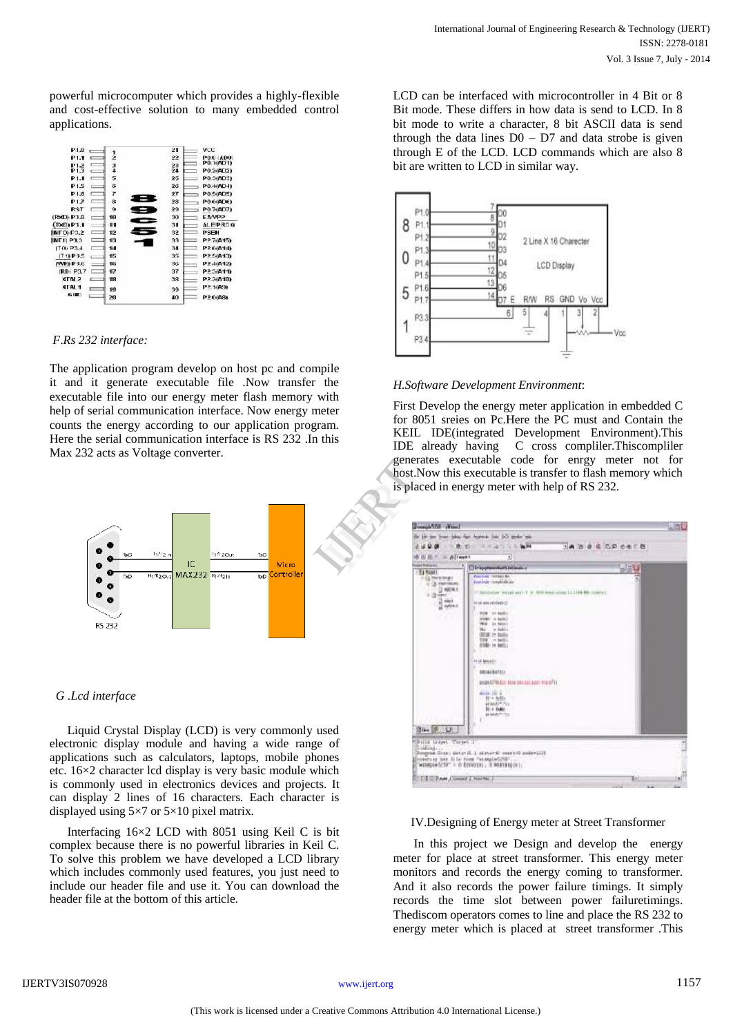powerful microcomputer which provides a highly-flexible and cost-effective solution to many embedded control applications.

*F.Rs 232 interface:*

The application program develop on host pc and compile it and it generate executable file .Now transfer the executable file into our energy meter flash memory with help of serial communication interface. Now energy meter counts the energy according to our application program. Here the serial communication interface is RS 232 .In this Max 232 acts as Voltage converter.

*G .Lcd interface*

Liquid Crystal Display (LCD) is very commonly used electronic display module and having a wide range of applications such as calculators, laptops, mobile phones etc. 16×2 character lcd display is very basic module which is commonly used in electronics devices and projects. It can display 2 lines of 16 characters. Each character is displayed using 5×7 or 5×10 pixel matrix.

Interfacing 16×2 LCD with 8051 using Keil C is bit complex because there is no powerful libraries in Keil C. To solve this problem we have developed a LCD library which includes commonly used features, you just need to include our header file and use it. You can download the header file at the bottom of this article.

LCD can be interfaced with microcontroller in 4 Bit or 8 Bit mode. These differs in how data is send to LCD. In 8 bit mode to write a character, 8 bit ASCII data is send through the data lines D0 – D7 and data strobe is given through E of the LCD. LCD commands which are also 8 bit are written to LCD in similar way.

*H.Software Development Environment*:

First Develop the energy meter application in embedded C for 8051 sreies on Pc.Here the PC must and Contain the KEIL IDE(integrated Development Environment).This IDE already having C cross compliler.Thiscompliler generates executable code for enrgy meter not for host.Now this executable is transfer to flash memory which is placed in energy meter with help of RS 232.

IV.Designing of Energy meter at Street Transformer

In this project we Design and develop the energy meter for place at street transformer. This energy meter monitors and records the energy coming to transformer. And it also records the power failure timings. It simply records the time slot between power failuretimings. Thediscom operators comes to line and place the RS 232 to energy meter which is placed at street transformer .This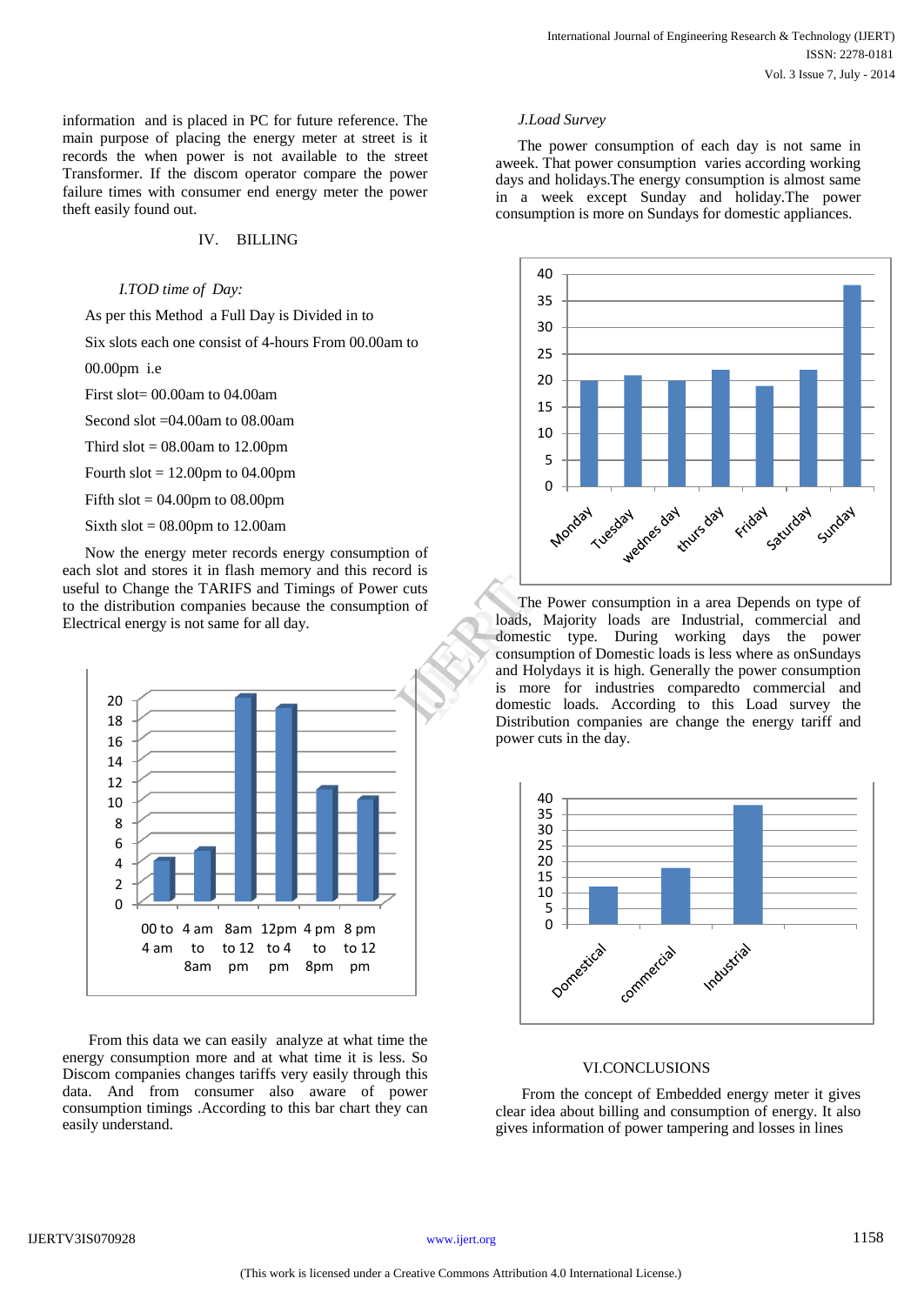information and is placed in PC for future reference. The main purpose of placing the energy meter at street is it records the when power is not available to the street Transformer. If the discom operator compare the power failure times with consumer end energy meter the power theft easily found out.

## IV. BILLING

### *I.TOD time of Day:*

As per this Method a Full Day is Divided in to

Six slots each one consist of 4-hours From 00.00am to 00.00pm i.e

First slot= 00.00am to 04.00am

Second slot =04.00am to 08.00am

Third slot = 08.00am to 12.00pm

Fourth slot = 12.00pm to 04.00pm

Fifth slot = 04.00pm to 08.00pm

Sixth slot = 08.00pm to 12.00am

Now the energy meter records energy consumption of each slot and stores it in flash memory and this record is useful to Change the TARIFS and Timings of Power cuts to the distribution companies because the consumption of Electrical energy is not same for all day.

From this data we can easily analyze at what time the energy consumption more and at what time it is less. So Discom companies changes tariffs very easily through this data. And from consumer also aware of power consumption timings .According to this bar chart they can easily understand.

### *J.Load Survey*

The power consumption of each day is not same in aweek. That power consumption varies according working days and holidays.The energy consumption is almost same in a week except Sunday and holiday.The power consumption is more on Sundays for domestic appliances.

The Power consumption in a area Depends on type of loads, Majority loads are Industrial, commercial and domestic type. During working days the power consumption of Domestic loads is less where as onSundays and Holydays it is high. Generally the power consumption is more for industries comparedto commercial and domestic loads. According to this Load survey the Distribution companies are change the energy tariff and power cuts in the day.

## VI.CONCLUSIONS

From the concept of Embedded energy meter it gives clear idea about billing and consumption of energy. It also gives information of power tampering and losses in lines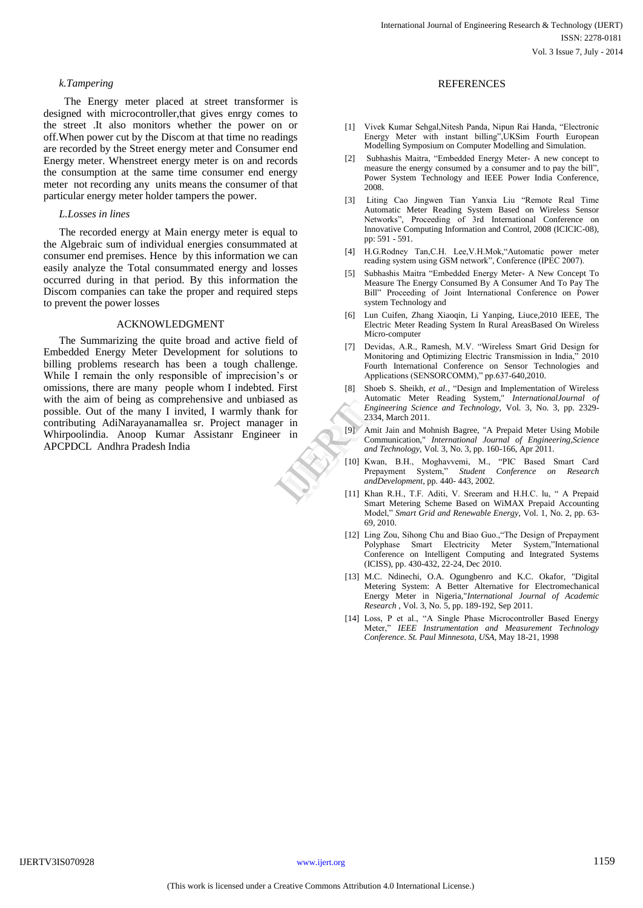### k.Tampering

The Energy meter placed at street transformer is designed with microcontroller,that gives enrgy comes to the street .It also monitors whether the power on or off.When power cut by the Discom at that time no readings are recorded by the Street energy meter and Consumer end Energy meter. Whenstreet energy meter is on and records the consumption at the same time consumer end energy meter not recording any units means the consumer of that particular energy meter holder tampers the power.

### L.Losses in lines

The recorded energy at Main energy meter is equal to the Algebraic sum of individual energies consummated at consumer end premises. Hence by this information we can easily analyze the Total consummated energy and losses occurred during in that period. By this information the Discom companies can take the proper and required steps to prevent the power losses

## ACKNOWLEDGMENT

The Summarizing the quite broad and active field of Embedded Energy Meter Development for solutions to billing problems research has been a tough challenge. While I remain the only responsible of imprecision's or omissions, there are many people whom I indebted. First with the aim of being as comprehensive and unbiased as possible. Out of the many I invited, I warmly thank for contributing AdiNarayanamallea sr. Project manager in Whirpoolindia. Anoop Kumar Assistanr Engineer in APCPDCL Andhra Pradesh India

## REFERENCES

[1] Vivek Kumar Sehgal,Nitesh Panda, Nipun Rai Handa, "Electronic Energy Meter with instant billing",UKSim Fourth European Modelling Symposium on Computer Modelling and Simulation.

[2] Subhashis Maitra, "Embedded Energy Meter- A new concept to measure the energy consumed by a consumer and to pay the bill", Power System Technology and IEEE Power India Conference, 2008.

[3] Liting Cao Jingwen Tian Yanxia Liu "Remote Real Time Automatic Meter Reading System Based on Wireless Sensor Networks", Proceeding of 3rd International Conference on Innovative Computing Information and Control, 2008 (ICICIC-08), pp: 591 - 591.

[4] H.G.Rodney Tan,C.H. Lee,V.H.Mok,"Automatic power meter reading system using GSM network", Conference (IPEC 2007).

[5] Subhashis Maitra "Embedded Energy Meter- A New Concept To Measure The Energy Consumed By A Consumer And To Pay The Bill" Proceeding of Joint International Conference on Power system Technology and

[6] Lun Cuifen, Zhang Xiaoqin, Li Yanping, Liuce,2010 IEEE, The Electric Meter Reading System In Rural AreasBased On Wireless Micro-computer

[7] Devidas, A.R., Ramesh, M.V. "Wireless Smart Grid Design for Monitoring and Optimizing Electric Transmission in India," 2010 Fourth International Conference on Sensor Technologies and Applications (SENSORCOMM)," pp.637-640,2010.

[8] Shoeb S. Sheikh, *et al.*, "Design and Implementation of Wireless Automatic Meter Reading System," *InternationalJournal of Engineering Science and Technology,* Vol. 3, No. 3, pp. 2329-2334, March 2011.

[9] Amit Jain and Mohnish Bagree, "A Prepaid Meter Using Mobile Communication," *International Journal of Engineering,Science and Technology,* Vol. 3, No. 3, pp. 160-166, Apr 2011.

[10] Kwan, B.H., Moghavvemi, M., "PIC Based Smart Card Prepayment System," *Student Conference on Research andDevelopment*, pp. 440- 443, 2002.

[11] Khan R.H., T.F. Aditi, V. Sreeram and H.H.C. lu, " A Prepaid Smart Metering Scheme Based on WiMAX Prepaid Accounting Model," *Smart Grid and Renewable Energy*, Vol. 1, No. 2, pp. 63-69, 2010.

[12] Ling Zou, Sihong Chu and Biao Guo.,"The Design of Prepayment Polyphase Smart Electricity Meter System,"International Conference on Intelligent Computing and Integrated Systems (ICISS), pp. 430-432, 22-24, Dec 2010.

[13] M.C. Ndinechi, O.A. Ogungbenro and K.C. Okafor, "Digital Metering System: A Better Alternative for Electromechanical Energy Meter in Nigeria,"*International Journal of Academic Research* , Vol. 3, No. 5, pp. 189-192, Sep 2011.

[14] Loss, P et al., "A Single Phase Microcontroller Based Energy Meter," *IEEE Instrumentation and Measurement Technology Conference. St. Paul Minnesota, USA*, May 18-21, 1998